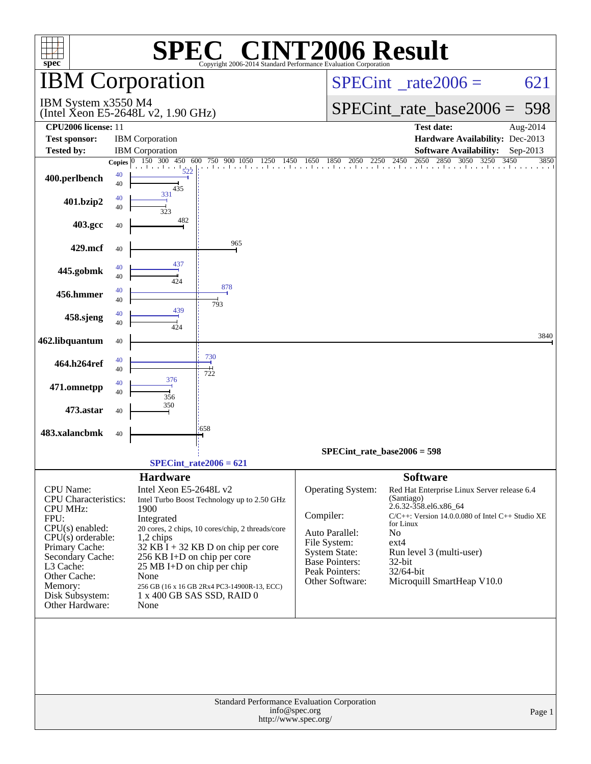# SPEC® CINT2006 Result

Copyright 2006-2014 Standard Performance Evaluation Corporation

## IBM Corporation

IBM System x3550 M4
(Intel Xeon E5-2648L v2, 1.90 GHz)

SPECint_rate2006 = 621

SPECint_rate_base2006 = 598

**CPU2006 license:** 11
**Test sponsor:** IBM Corporation
**Tested by:** IBM Corporation

**Test date:** Aug-2014
**Hardware Availability:** Dec-2013
**Software Availability:** Sep-2013

| Benchmark | Copies (peak) | Peak | Copies (base) | Base |
|---|---|---|---|---|
| 400.perlbench | 40 | 522 | 40 | 435 |
| 401.bzip2 | 40 | 331 | 40 | 323 |
| 403.gcc | | | 40 | 482 |
| 429.mcf | | | 40 | 965 |
| 445.gobmk | 40 | 437 | 40 | 424 |
| 456.hmmer | 40 | 878 | 40 | 793 |
| 458.sjeng | 40 | 439 | 40 | 424 |
| 462.libquantum | | | 40 | 3840 |
| 464.h264ref | 40 | 730 | 40 | 722 |
| 471.omnetpp | 40 | 376 | 40 | 356 |
| 473.astar | | | 40 | 350 |
| 483.xalancbmk | | | 40 | 658 |

SPECint_rate_base2006 = 598

SPECint_rate2006 = 621

### Hardware

| | |
|---|---|
| CPU Name: | Intel Xeon E5-2648L v2 |
| CPU Characteristics: | Intel Turbo Boost Technology up to 2.50 GHz |
| CPU MHz: | 1900 |
| FPU: | Integrated |
| CPU(s) enabled: | 20 cores, 2 chips, 10 cores/chip, 2 threads/core |
| CPU(s) orderable: | 1,2 chips |
| Primary Cache: | 32 KB I + 32 KB D on chip per core |
| Secondary Cache: | 256 KB I+D on chip per core |
| L3 Cache: | 25 MB I+D on chip per chip |
| Other Cache: | None |
| Memory: | 256 GB (16 x 16 GB 2Rx4 PC3-14900R-13, ECC) |
| Disk Subsystem: | 1 x 400 GB SAS SSD, RAID 0 |
| Other Hardware: | None |

### Software

| | |
|---|---|
| Operating System: | Red Hat Enterprise Linux Server release 6.4 (Santiago) 2.6.32-358.el6.x86_64 |
| Compiler: | C/C++: Version 14.0.0.080 of Intel C++ Studio XE for Linux |
| Auto Parallel: | No |
| File System: | ext4 |
| System State: | Run level 3 (multi-user) |
| Base Pointers: | 32-bit |
| Peak Pointers: | 32/64-bit |
| Other Software: | Microquill SmartHeap V10.0 |

Standard Performance Evaluation Corporation
info@spec.org
http://www.spec.org/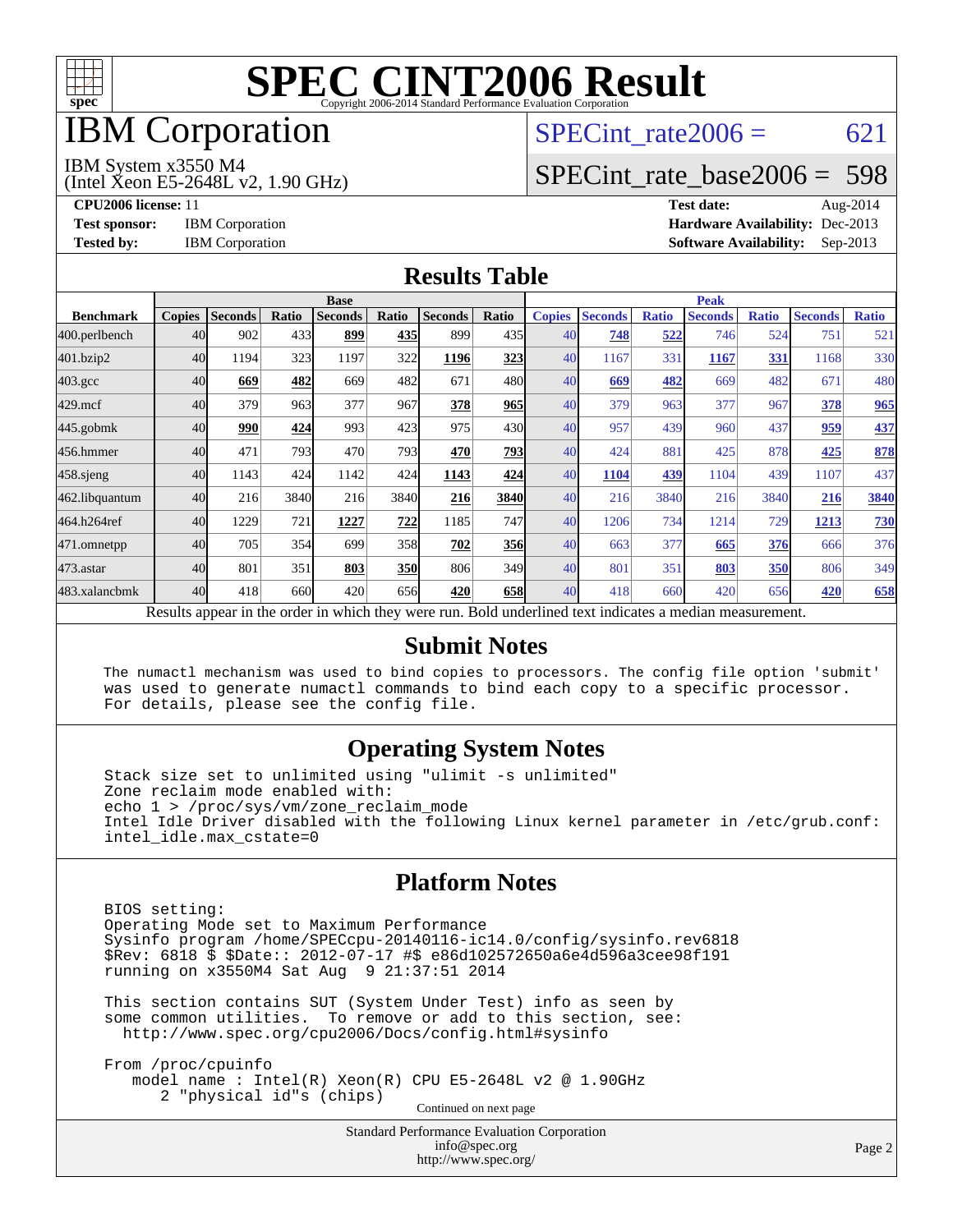# SPEC CINT2006 Result

Copyright 2006-2014 Standard Performance Evaluation Corporation

# IBM Corporation

IBM System x3550 M4
(Intel Xeon E5-2648L v2, 1.90 GHz)

SPECint_rate2006 = 621

SPECint_rate_base2006 = 598

**CPU2006 license:** 11
**Test sponsor:** IBM Corporation
**Tested by:** IBM Corporation

**Test date:** Aug-2014
**Hardware Availability:** Dec-2013
**Software Availability:** Sep-2013

## Results Table

| | Base | | | | | | | Peak | | | | | | |
|---|---|---|---|---|---|---|---|---|---|---|---|---|---|---|
| **Benchmark** | **Copies** | **Seconds** | **Ratio** | **Seconds** | **Ratio** | **Seconds** | **Ratio** | **Copies** | **Seconds** | **Ratio** | **Seconds** | **Ratio** | **Seconds** | **Ratio** |
| 400.perlbench | 40 | 902 | 433 | **899** | **435** | 899 | 435 | 40 | **748** | **522** | 746 | 524 | 751 | 521 |
| 401.bzip2 | 40 | 1194 | 323 | 1197 | 322 | **1196** | **323** | 40 | 1167 | 331 | **1167** | **331** | 1168 | 330 |
| 403.gcc | 40 | **669** | **482** | 669 | 482 | 671 | 480 | 40 | **669** | **482** | 669 | 482 | 671 | 480 |
| 429.mcf | 40 | 379 | 963 | 377 | 967 | **378** | **965** | 40 | 379 | 963 | 377 | 967 | **378** | **965** |
| 445.gobmk | 40 | **990** | **424** | 993 | 423 | 975 | 430 | 40 | 957 | 439 | 960 | 437 | **959** | **437** |
| 456.hmmer | 40 | 471 | 793 | 470 | 793 | **470** | **793** | 40 | 424 | 881 | 425 | 878 | **425** | **878** |
| 458.sjeng | 40 | 1143 | 424 | 1142 | 424 | **1143** | **424** | 40 | **1104** | **439** | 1104 | 439 | 1107 | 437 |
| 462.libquantum | 40 | 216 | 3840 | 216 | 3840 | **216** | **3840** | 40 | 216 | 3840 | 216 | 3840 | **216** | **3840** |
| 464.h264ref | 40 | 1229 | 721 | **1227** | **722** | 1185 | 747 | 40 | 1206 | 734 | 1214 | 729 | **1213** | **730** |
| 471.omnetpp | 40 | 705 | 354 | 699 | 358 | **702** | **356** | 40 | 663 | 377 | **665** | **376** | 666 | 376 |
| 473.astar | 40 | 801 | 351 | **803** | **350** | 806 | 349 | 40 | 801 | 351 | **803** | **350** | 806 | 349 |
| 483.xalancbmk | 40 | 418 | 660 | 420 | 656 | **420** | **658** | 40 | 418 | 660 | 420 | 656 | **420** | **658** |

Results appear in the order in which they were run. Bold underlined text indicates a median measurement.

## Submit Notes

```
The numactl mechanism was used to bind copies to processors. The config file option 'submit'
was used to generate numactl commands to bind each copy to a specific processor.
For details, please see the config file.
```

## Operating System Notes

```
Stack size set to unlimited using "ulimit -s unlimited"
Zone reclaim mode enabled with:
echo 1 > /proc/sys/vm/zone_reclaim_mode
Intel Idle Driver disabled with the following Linux kernel parameter in /etc/grub.conf:
intel_idle.max_cstate=0
```

## Platform Notes

```
BIOS setting:
Operating Mode set to Maximum Performance
Sysinfo program /home/SPECcpu-20140116-ic14.0/config/sysinfo.rev6818
$Rev: 6818 $ $Date:: 2012-07-17 #$ e86d102572650a6e4d596a3cee98f191
running on x3550M4 Sat Aug  9 21:37:51 2014

This section contains SUT (System Under Test) info as seen by
some common utilities.  To remove or add to this section, see:
  http://www.spec.org/cpu2006/Docs/config.html#sysinfo

From /proc/cpuinfo
   model name : Intel(R) Xeon(R) CPU E5-2648L v2 @ 1.90GHz
      2 "physical id"s (chips)
```

Continued on next page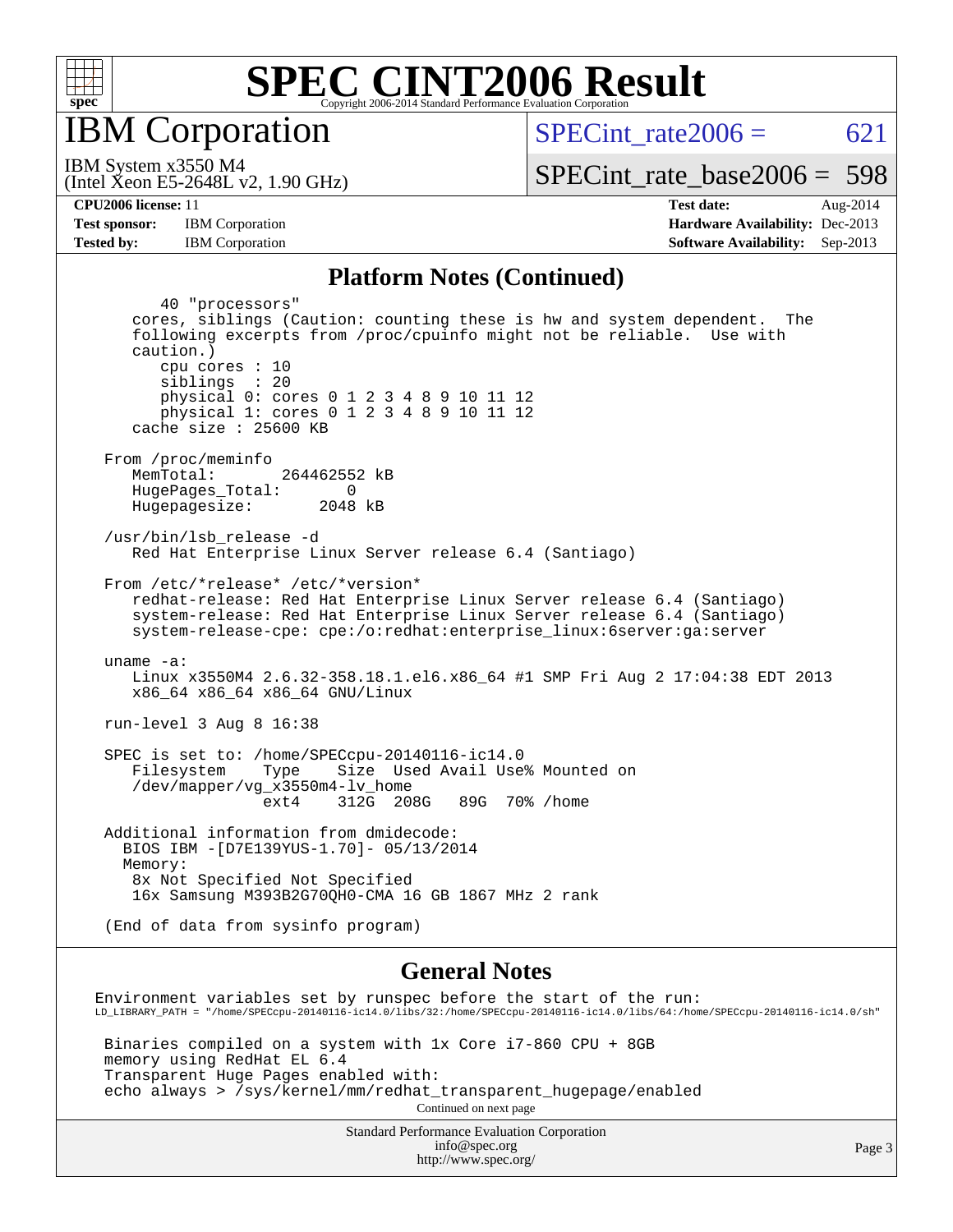# SPEC CINT2006 Result

## IBM Corporation

IBM System x3550 M4
(Intel Xeon E5-2648L v2, 1.90 GHz)

SPECint_rate2006 = 621

SPECint_rate_base2006 = 598

**CPU2006 license:** 11
**Test sponsor:** IBM Corporation
**Tested by:** IBM Corporation

**Test date:** Aug-2014
**Hardware Availability:** Dec-2013
**Software Availability:** Sep-2013

### Platform Notes (Continued)

```
        40 "processors"
     cores, siblings (Caution: counting these is hw and system dependent.  The
     following excerpts from /proc/cpuinfo might not be reliable.  Use with
     caution.)
        cpu cores : 10
        siblings  : 20
        physical 0: cores 0 1 2 3 4 8 9 10 11 12
        physical 1: cores 0 1 2 3 4 8 9 10 11 12
     cache size : 25600 KB

  From /proc/meminfo
     MemTotal:       264462552 kB
     HugePages_Total:       0
     Hugepagesize:       2048 kB

  /usr/bin/lsb_release -d
     Red Hat Enterprise Linux Server release 6.4 (Santiago)

  From /etc/*release* /etc/*version*
     redhat-release: Red Hat Enterprise Linux Server release 6.4 (Santiago)
     system-release: Red Hat Enterprise Linux Server release 6.4 (Santiago)
     system-release-cpe: cpe:/o:redhat:enterprise_linux:6server:ga:server

  uname -a:
     Linux x3550M4 2.6.32-358.18.1.el6.x86_64 #1 SMP Fri Aug 2 17:04:38 EDT 2013
     x86_64 x86_64 x86_64 GNU/Linux

  run-level 3 Aug 8 16:38

  SPEC is set to: /home/SPECcpu-20140116-ic14.0
     Filesystem     Type    Size  Used Avail Use% Mounted on
     /dev/mapper/vg_x3550m4-lv_home
                    ext4    312G  208G   89G  70% /home

  Additional information from dmidecode:
    BIOS IBM -[D7E139YUS-1.70]- 05/13/2014
    Memory:
     8x Not Specified Not Specified
     16x Samsung M393B2G70QH0-CMA 16 GB 1867 MHz 2 rank

  (End of data from sysinfo program)
```

### General Notes

```
 Environment variables set by runspec before the start of the run:
 LD_LIBRARY_PATH = "/home/SPECcpu-20140116-ic14.0/libs/32:/home/SPECcpu-20140116-ic14.0/libs/64:/home/SPECcpu-20140116-ic14.0/sh"

  Binaries compiled on a system with 1x Core i7-860 CPU + 8GB
  memory using RedHat EL 6.4
  Transparent Huge Pages enabled with:
  echo always > /sys/kernel/mm/redhat_transparent_hugepage/enabled
```

Continued on next page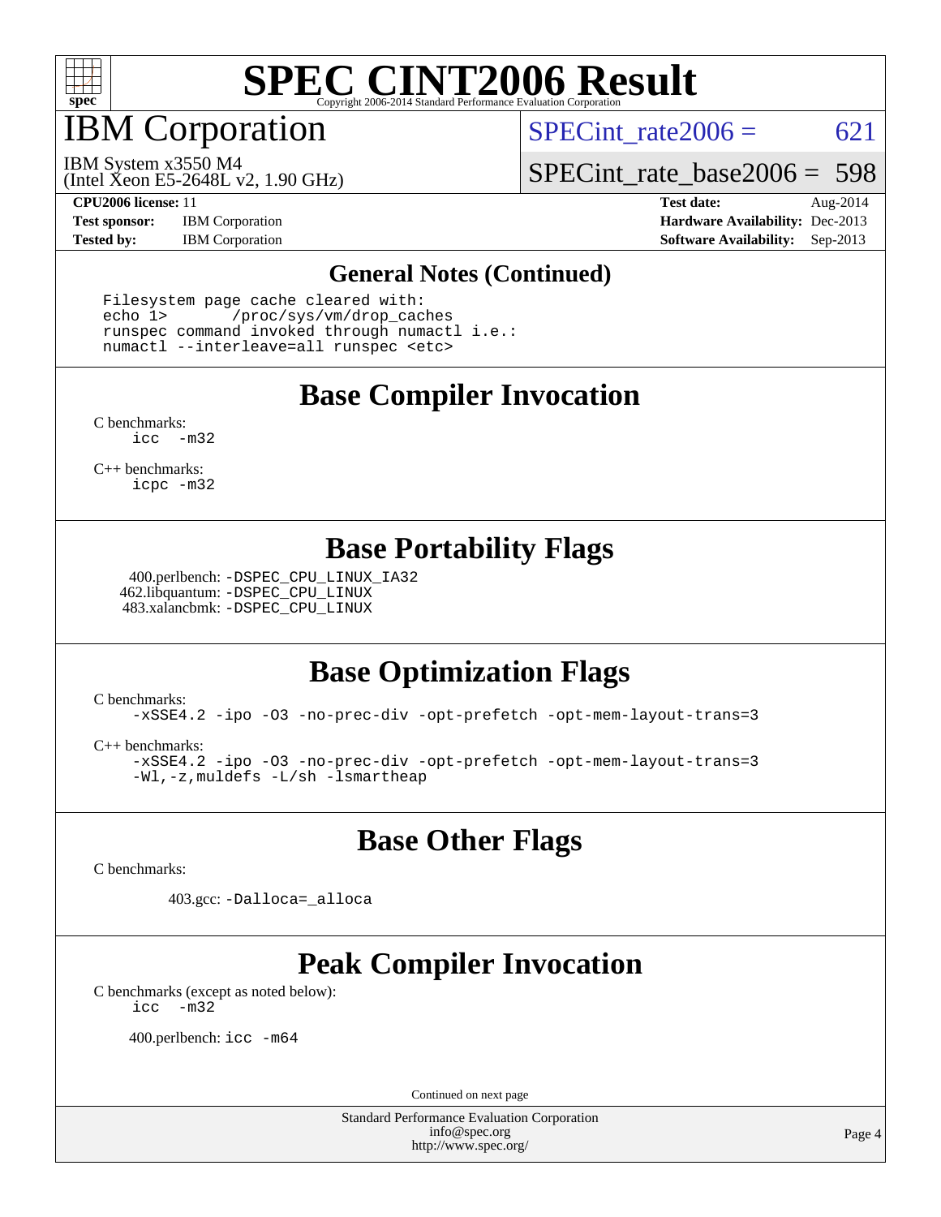# SPEC CINT2006 Result

## IBM Corporation

IBM System x3550 M4
(Intel Xeon E5-2648L v2, 1.90 GHz)

SPECint_rate2006 = 621

SPECint_rate_base2006 = 598

**CPU2006 license:** 11 **Test date:** Aug-2014
**Test sponsor:** IBM Corporation **Hardware Availability:** Dec-2013
**Tested by:** IBM Corporation **Software Availability:** Sep-2013

### General Notes (Continued)

```
Filesystem page cache cleared with:
echo 1>       /proc/sys/vm/drop_caches
runspec command invoked through numactl i.e.:
numactl --interleave=all runspec <etc>
```

### Base Compiler Invocation

C benchmarks:
```
icc  -m32
```

C++ benchmarks:
```
icpc -m32
```

### Base Portability Flags

400.perlbench: -DSPEC_CPU_LINUX_IA32
462.libquantum: -DSPEC_CPU_LINUX
483.xalancbmk: -DSPEC_CPU_LINUX

### Base Optimization Flags

C benchmarks:
```
-xSSE4.2 -ipo -O3 -no-prec-div -opt-prefetch -opt-mem-layout-trans=3
```

C++ benchmarks:
```
-xSSE4.2 -ipo -O3 -no-prec-div -opt-prefetch -opt-mem-layout-trans=3
-Wl,-z,muldefs -L/sh -lsmartheap
```

### Base Other Flags

C benchmarks:

403.gcc: -Dalloca=_alloca

### Peak Compiler Invocation

C benchmarks (except as noted below):
```
icc  -m32
```

400.perlbench: icc -m64

Continued on next page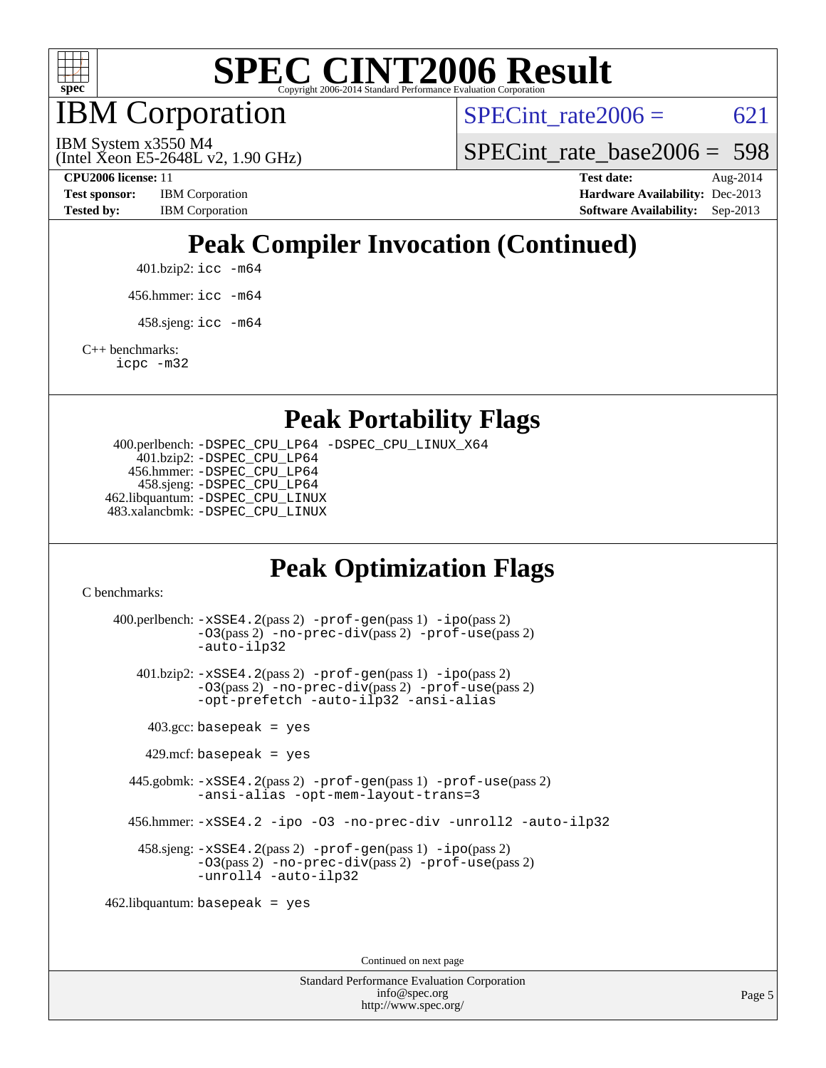# SPEC CINT2006 Result

## IBM Corporation

IBM System x3550 M4
(Intel Xeon E5-2648L v2, 1.90 GHz)

SPECint_rate2006 = 621

SPECint_rate_base2006 = 598

**CPU2006 license:** 11
**Test sponsor:** IBM Corporation
**Tested by:** IBM Corporation

**Test date:** Aug-2014
**Hardware Availability:** Dec-2013
**Software Availability:** Sep-2013

## Peak Compiler Invocation (Continued)

401.bzip2: `icc -m64`

456.hmmer: `icc -m64`

458.sjeng: `icc -m64`

C++ benchmarks:
`icpc -m32`

## Peak Portability Flags

400.perlbench: `-DSPEC_CPU_LP64 -DSPEC_CPU_LINUX_X64`
401.bzip2: `-DSPEC_CPU_LP64`
456.hmmer: `-DSPEC_CPU_LP64`
458.sjeng: `-DSPEC_CPU_LP64`
462.libquantum: `-DSPEC_CPU_LINUX`
483.xalancbmk: `-DSPEC_CPU_LINUX`

## Peak Optimization Flags

C benchmarks:

400.perlbench: `-xSSE4.2`(pass 2) `-prof-gen`(pass 1) `-ipo`(pass 2) `-O3`(pass 2) `-no-prec-div`(pass 2) `-prof-use`(pass 2) `-auto-ilp32`

401.bzip2: `-xSSE4.2`(pass 2) `-prof-gen`(pass 1) `-ipo`(pass 2) `-O3`(pass 2) `-no-prec-div`(pass 2) `-prof-use`(pass 2) `-opt-prefetch -auto-ilp32 -ansi-alias`

403.gcc: `basepeak = yes`

429.mcf: `basepeak = yes`

445.gobmk: `-xSSE4.2`(pass 2) `-prof-gen`(pass 1) `-prof-use`(pass 2) `-ansi-alias -opt-mem-layout-trans=3`

456.hmmer: `-xSSE4.2 -ipo -O3 -no-prec-div -unroll2 -auto-ilp32`

458.sjeng: `-xSSE4.2`(pass 2) `-prof-gen`(pass 1) `-ipo`(pass 2) `-O3`(pass 2) `-no-prec-div`(pass 2) `-prof-use`(pass 2) `-unroll4 -auto-ilp32`

462.libquantum: `basepeak = yes`

Continued on next page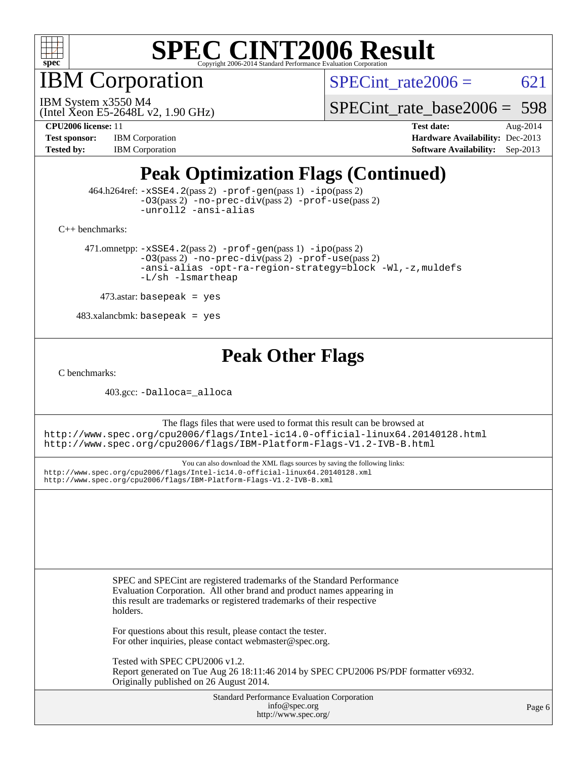# SPEC CINT2006 Result

Copyright 2006-2014 Standard Performance Evaluation Corporation

# IBM Corporation

IBM System x3550 M4
(Intel Xeon E5-2648L v2, 1.90 GHz)

SPECint_rate2006 = 621

SPECint_rate_base2006 = 598

**CPU2006 license:** 11
**Test sponsor:** IBM Corporation
**Tested by:** IBM Corporation

**Test date:** Aug-2014
**Hardware Availability:** Dec-2013
**Software Availability:** Sep-2013

## Peak Optimization Flags (Continued)

464.h264ref: -xSSE4.2(pass 2) -prof-gen(pass 1) -ipo(pass 2) -O3(pass 2) -no-prec-div(pass 2) -prof-use(pass 2) -unroll2 -ansi-alias

C++ benchmarks:

471.omnetpp: -xSSE4.2(pass 2) -prof-gen(pass 1) -ipo(pass 2) -O3(pass 2) -no-prec-div(pass 2) -prof-use(pass 2) -ansi-alias -opt-ra-region-strategy=block -Wl,-z,muldefs -L/sh -lsmartheap

473.astar: basepeak = yes

483.xalancbmk: basepeak = yes

## Peak Other Flags

C benchmarks:

403.gcc: -Dalloca=_alloca

The flags files that were used to format this result can be browsed at
http://www.spec.org/cpu2006/flags/Intel-ic14.0-official-linux64.20140128.html
http://www.spec.org/cpu2006/flags/IBM-Platform-Flags-V1.2-IVB-B.html

You can also download the XML flags sources by saving the following links:
http://www.spec.org/cpu2006/flags/Intel-ic14.0-official-linux64.20140128.xml
http://www.spec.org/cpu2006/flags/IBM-Platform-Flags-V1.2-IVB-B.xml

SPEC and SPECint are registered trademarks of the Standard Performance Evaluation Corporation. All other brand and product names appearing in this result are trademarks or registered trademarks of their respective holders.

For questions about this result, please contact the tester.
For other inquiries, please contact webmaster@spec.org.

Tested with SPEC CPU2006 v1.2.
Report generated on Tue Aug 26 18:11:46 2014 by SPEC CPU2006 PS/PDF formatter v6932.
Originally published on 26 August 2014.

Standard Performance Evaluation Corporation
info@spec.org
http://www.spec.org/